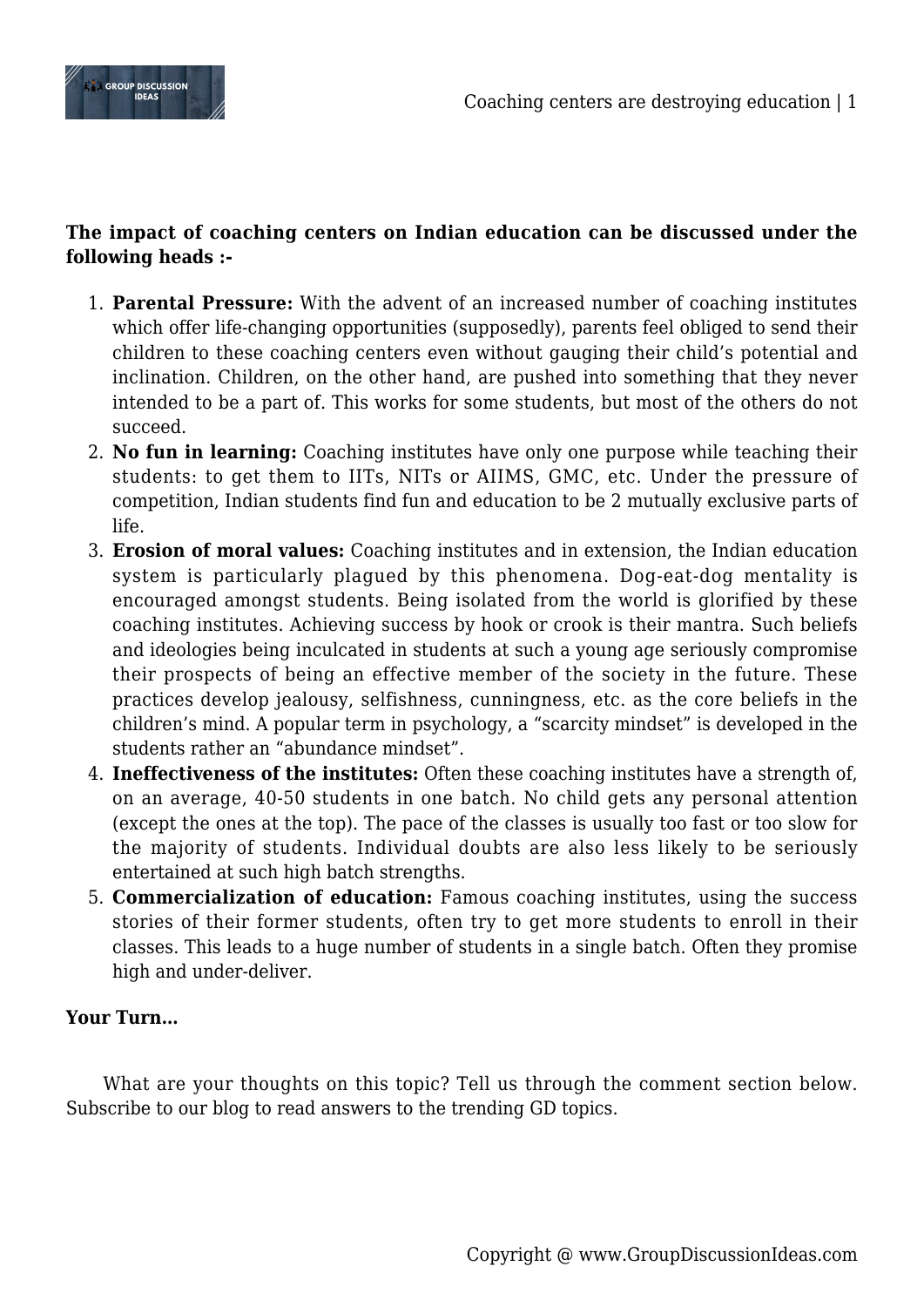**The impact of coaching centers on Indian education can be discussed under the following heads :-**

1. **Parental Pressure:** With the advent of an increased number of coaching institutes which offer life-changing opportunities (supposedly), parents feel obliged to send their children to these coaching centers even without gauging their child's potential and inclination. Children, on the other hand, are pushed into something that they never intended to be a part of. This works for some students, but most of the others do not succeed.
2. **No fun in learning:** Coaching institutes have only one purpose while teaching their students: to get them to IITs, NITs or AIIMS, GMC, etc. Under the pressure of competition, Indian students find fun and education to be 2 mutually exclusive parts of life.
3. **Erosion of moral values:** Coaching institutes and in extension, the Indian education system is particularly plagued by this phenomena. Dog-eat-dog mentality is encouraged amongst students. Being isolated from the world is glorified by these coaching institutes. Achieving success by hook or crook is their mantra. Such beliefs and ideologies being inculcated in students at such a young age seriously compromise their prospects of being an effective member of the society in the future. These practices develop jealousy, selfishness, cunningness, etc. as the core beliefs in the children's mind. A popular term in psychology, a "scarcity mindset" is developed in the students rather an "abundance mindset".
4. **Ineffectiveness of the institutes:** Often these coaching institutes have a strength of, on an average, 40-50 students in one batch. No child gets any personal attention (except the ones at the top). The pace of the classes is usually too fast or too slow for the majority of students. Individual doubts are also less likely to be seriously entertained at such high batch strengths.
5. **Commercialization of education:** Famous coaching institutes, using the success stories of their former students, often try to get more students to enroll in their classes. This leads to a huge number of students in a single batch. Often they promise high and under-deliver.

**Your Turn…**

What are your thoughts on this topic? Tell us through the comment section below. Subscribe to our blog to read answers to the trending GD topics.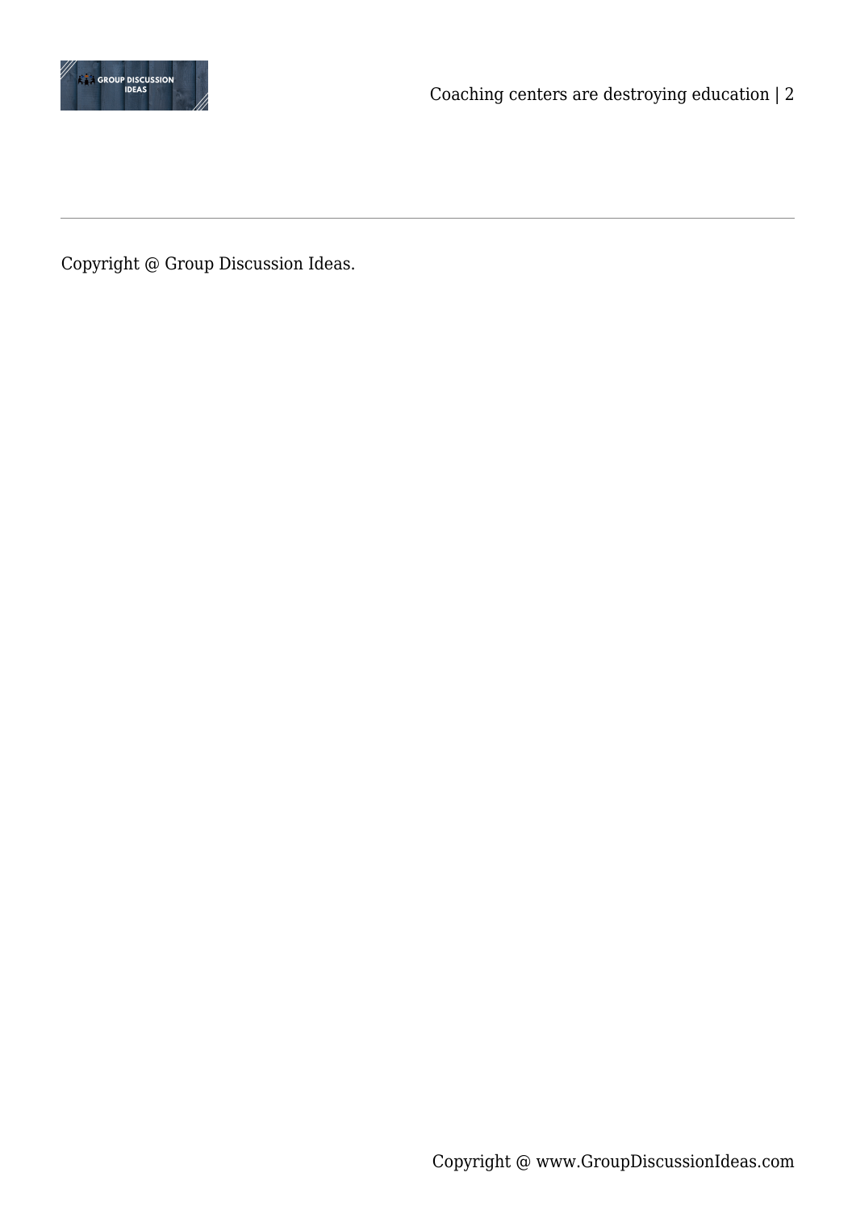Copyright @ Group Discussion Ideas.